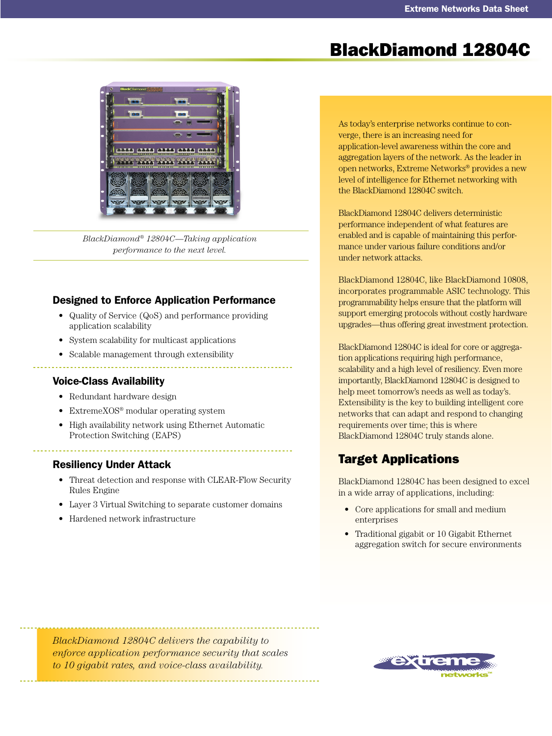# BlackDiamond 12804C

*BlackDiamond® 12804C—Taking application performance to the next level.*

As today's enterprise networks continue to converge, there is an increasing need for application-level awareness within the core and aggregation layers of the network. As the leader in open networks, Extreme Networks® provides a new level of intelligence for Ethernet networking with the BlackDiamond 12804C switch.

BlackDiamond 12804C delivers deterministic performance independent of what features are enabled and is capable of maintaining this performance under various failure conditions and/or under network attacks.

BlackDiamond 12804C, like BlackDiamond 10808, incorporates programmable ASIC technology. This programmability helps ensure that the platform will support emerging protocols without costly hardware upgrades—thus offering great investment protection.

BlackDiamond 12804C is ideal for core or aggregation applications requiring high performance, scalability and a high level of resiliency. Even more importantly, BlackDiamond 12804C is designed to help meet tomorrow's needs as well as today's. Extensibility is the key to building intelligent core networks that can adapt and respond to changing requirements over time; this is where BlackDiamond 12804C truly stands alone.

## Target Applications

BlackDiamond 12804C has been designed to excel in a wide array of applications, including:

- Core applications for small and medium enterprises
- Traditional gigabit or 10 Gigabit Ethernet aggregation switch for secure environments

### Designed to Enforce Application Performance

- Quality of Service (QoS) and performance providing application scalability
- System scalability for multicast applications
- Scalable management through extensibility

### Voice-Class Availability

- Redundant hardware design
- ExtremeXOS® modular operating system
- High availability network using Ethernet Automatic Protection Switching (EAPS)

### Resiliency Under Attack

- Threat detection and response with CLEAR-Flow Security Rules Engine
- Layer 3 Virtual Switching to separate customer domains
- Hardened network infrastructure

*BlackDiamond 12804C delivers the capability to enforce application performance security that scales to 10 gigabit rates, and voice-class availability.*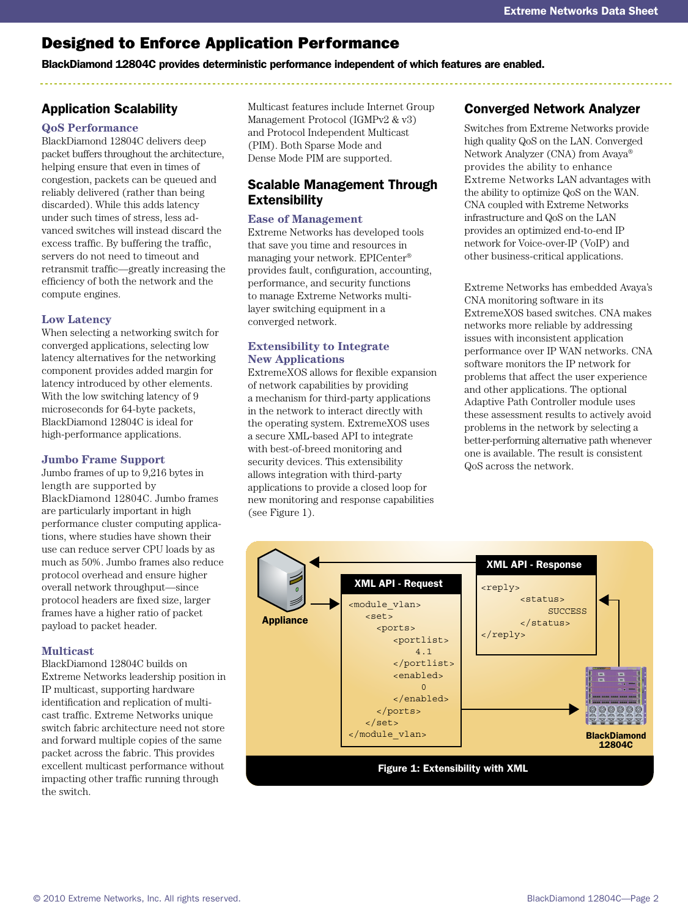# Designed to Enforce Application Performance

**BlackDiamond 12804C provides deterministic performance independent of which features are enabled.**

## Application Scalability

### QoS Performance

BlackDiamond 12804C delivers deep packet buffers throughout the architecture, helping ensure that even in times of congestion, packets can be queued and reliably delivered (rather than being discarded). While this adds latency under such times of stress, less advanced switches will instead discard the excess traffic. By buffering the traffic, servers do not need to timeout and retransmit traffic—greatly increasing the efficiency of both the network and the compute engines.

### Low Latency

When selecting a networking switch for converged applications, selecting low latency alternatives for the networking component provides added margin for latency introduced by other elements. With the low switching latency of 9 microseconds for 64-byte packets, BlackDiamond 12804C is ideal for high-performance applications.

### Jumbo Frame Support

Jumbo frames of up to 9,216 bytes in length are supported by BlackDiamond 12804C. Jumbo frames are particularly important in high performance cluster computing applications, where studies have shown their use can reduce server CPU loads by as much as 50%. Jumbo frames also reduce protocol overhead and ensure higher overall network throughput—since protocol headers are fixed size, larger frames have a higher ratio of packet payload to packet header.

### Multicast

BlackDiamond 12804C builds on Extreme Networks leadership position in IP multicast, supporting hardware identification and replication of multicast traffic. Extreme Networks unique switch fabric architecture need not store and forward multiple copies of the same packet across the fabric. This provides excellent multicast performance without impacting other traffic running through the switch.

Multicast features include Internet Group Management Protocol (IGMPv2 & v3) and Protocol Independent Multicast (PIM). Both Sparse Mode and Dense Mode PIM are supported.

## Scalable Management Through Extensibility

### Ease of Management

Extreme Networks has developed tools that save you time and resources in managing your network. EPICenter® provides fault, configuration, accounting, performance, and security functions to manage Extreme Networks multi-layer switching equipment in a converged network.

### Extensibility to Integrate New Applications

ExtremeXOS allows for flexible expansion of network capabilities by providing a mechanism for third-party applications in the network to interact directly with the operating system. ExtremeXOS uses a secure XML-based API to integrate with best-of-breed monitoring and security devices. This extensibility allows integration with third-party applications to provide a closed loop for new monitoring and response capabilities (see Figure 1).

## Converged Network Analyzer

Switches from Extreme Networks provide high quality QoS on the LAN. Converged Network Analyzer (CNA) from Avaya® provides the ability to enhance Extreme Networks LAN advantages with the ability to optimize QoS on the WAN. CNA coupled with Extreme Networks infrastructure and QoS on the LAN provides an optimized end-to-end IP network for Voice-over-IP (VoIP) and other business-critical applications.

Extreme Networks has embedded Avaya's CNA monitoring software in its ExtremeXOS based switches. CNA makes networks more reliable by addressing issues with inconsistent application performance over IP WAN networks. CNA software monitors the IP network for problems that affect the user experience and other applications. The optional Adaptive Path Controller module uses these assessment results to actively avoid problems in the network by selecting a better-performing alternative path whenever one is available. The result is consistent QoS across the network.

Appliance

**XML API - Request**

```
<module_vlan>
   <set>
      <ports>
         <portlist>
            4.1
         </portlist>
         <enabled>
              0
         </enabled>
      </ports>
   </set>
</module_vlan>
```

**XML API - Response**

```
<reply>
       <status>
            SUCCESS
       </status>
</reply>
```

BlackDiamond 12804C

**Figure 1: Extensibility with XML**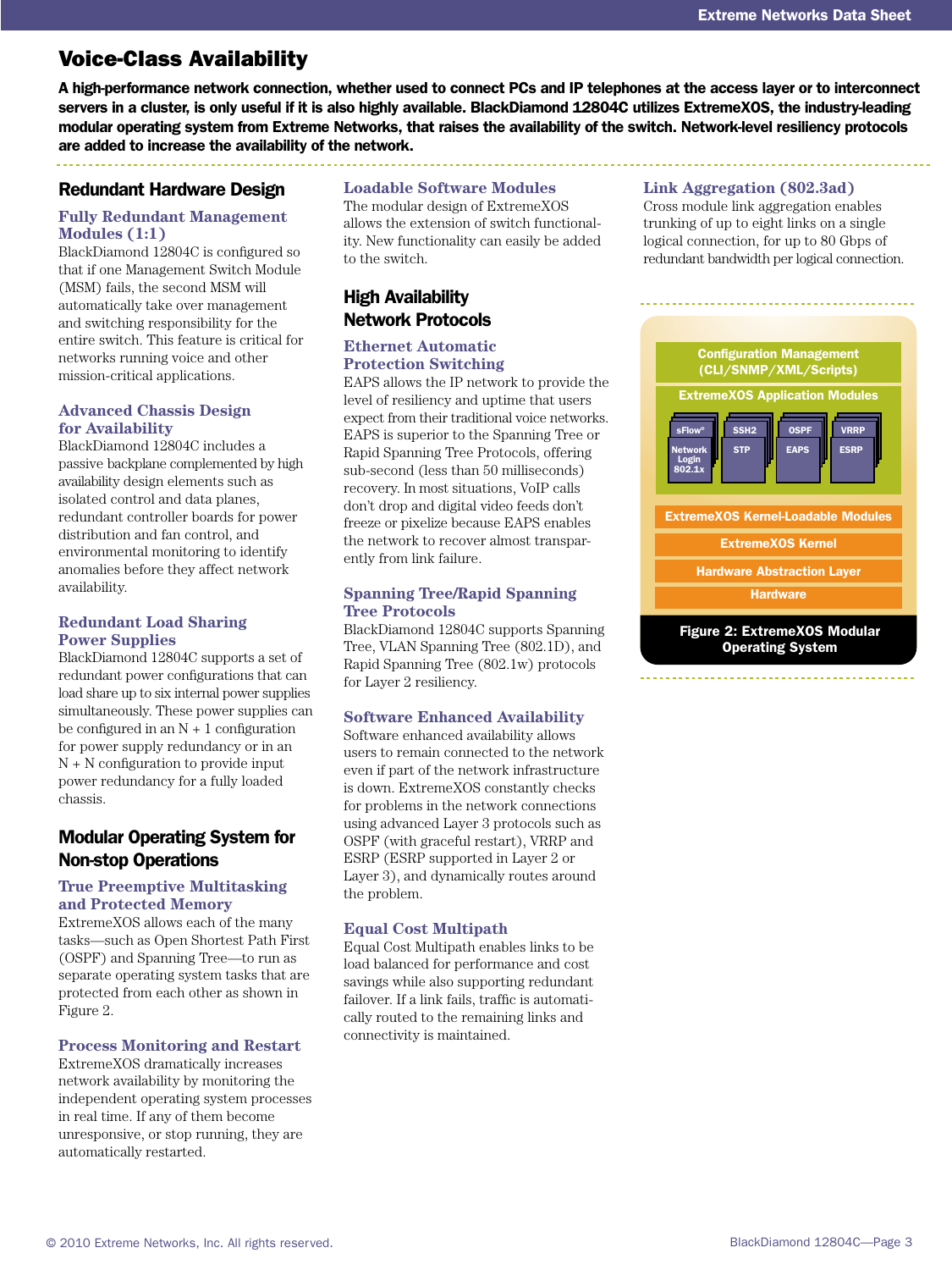# Voice-Class Availability

**A high-performance network connection, whether used to connect PCs and IP telephones at the access layer or to interconnect servers in a cluster, is only useful if it is also highly available. BlackDiamond 12804C utilizes ExtremeXOS, the industry-leading modular operating system from Extreme Networks, that raises the availability of the switch. Network-level resiliency protocols are added to increase the availability of the network.**

## Redundant Hardware Design

### Fully Redundant Management Modules (1:1)

BlackDiamond 12804C is configured so that if one Management Switch Module (MSM) fails, the second MSM will automatically take over management and switching responsibility for the entire switch. This feature is critical for networks running voice and other mission-critical applications.

### Advanced Chassis Design for Availability

BlackDiamond 12804C includes a passive backplane complemented by high availability design elements such as isolated control and data planes, redundant controller boards for power distribution and fan control, and environmental monitoring to identify anomalies before they affect network availability.

### Redundant Load Sharing Power Supplies

BlackDiamond 12804C supports a set of redundant power configurations that can load share up to six internal power supplies simultaneously. These power supplies can be configured in an N + 1 configuration for power supply redundancy or in an N + N configuration to provide input power redundancy for a fully loaded chassis.

## Modular Operating System for Non-stop Operations

### True Preemptive Multitasking and Protected Memory

ExtremeXOS allows each of the many tasks—such as Open Shortest Path First (OSPF) and Spanning Tree—to run as separate operating system tasks that are protected from each other as shown in Figure 2.

### Process Monitoring and Restart

ExtremeXOS dramatically increases network availability by monitoring the independent operating system processes in real time. If any of them become unresponsive, or stop running, they are automatically restarted.

### Loadable Software Modules

The modular design of ExtremeXOS allows the extension of switch functionality. New functionality can easily be added to the switch.

## High Availability Network Protocols

### Ethernet Automatic Protection Switching

EAPS allows the IP network to provide the level of resiliency and uptime that users expect from their traditional voice networks. EAPS is superior to the Spanning Tree or Rapid Spanning Tree Protocols, offering sub-second (less than 50 milliseconds) recovery. In most situations, VoIP calls don't drop and digital video feeds don't freeze or pixelize because EAPS enables the network to recover almost transparently from link failure.

### Spanning Tree/Rapid Spanning Tree Protocols

BlackDiamond 12804C supports Spanning Tree, VLAN Spanning Tree (802.1D), and Rapid Spanning Tree (802.1w) protocols for Layer 2 resiliency.

### Software Enhanced Availability

Software enhanced availability allows users to remain connected to the network even if part of the network infrastructure is down. ExtremeXOS constantly checks for problems in the network connections using advanced Layer 3 protocols such as OSPF (with graceful restart), VRRP and ESRP (ESRP supported in Layer 2 or Layer 3), and dynamically routes around the problem.

### Equal Cost Multipath

Equal Cost Multipath enables links to be load balanced for performance and cost savings while also supporting redundant failover. If a link fails, traffic is automatically routed to the remaining links and connectivity is maintained.

### Link Aggregation (802.3ad)

Cross module link aggregation enables trunking of up to eight links on a single logical connection, for up to 80 Gbps of redundant bandwidth per logical connection.

Configuration Management (CLI/SNMP/XML/Scripts)

ExtremeXOS Application Modules

sFlow® / Network Login 802.1x | SSH2 / STP | OSPF / EAPS | VRRP / ESRP

ExtremeXOS Kernel-Loadable Modules

ExtremeXOS Kernel

Hardware Abstraction Layer

Hardware

**Figure 2: ExtremeXOS Modular Operating System**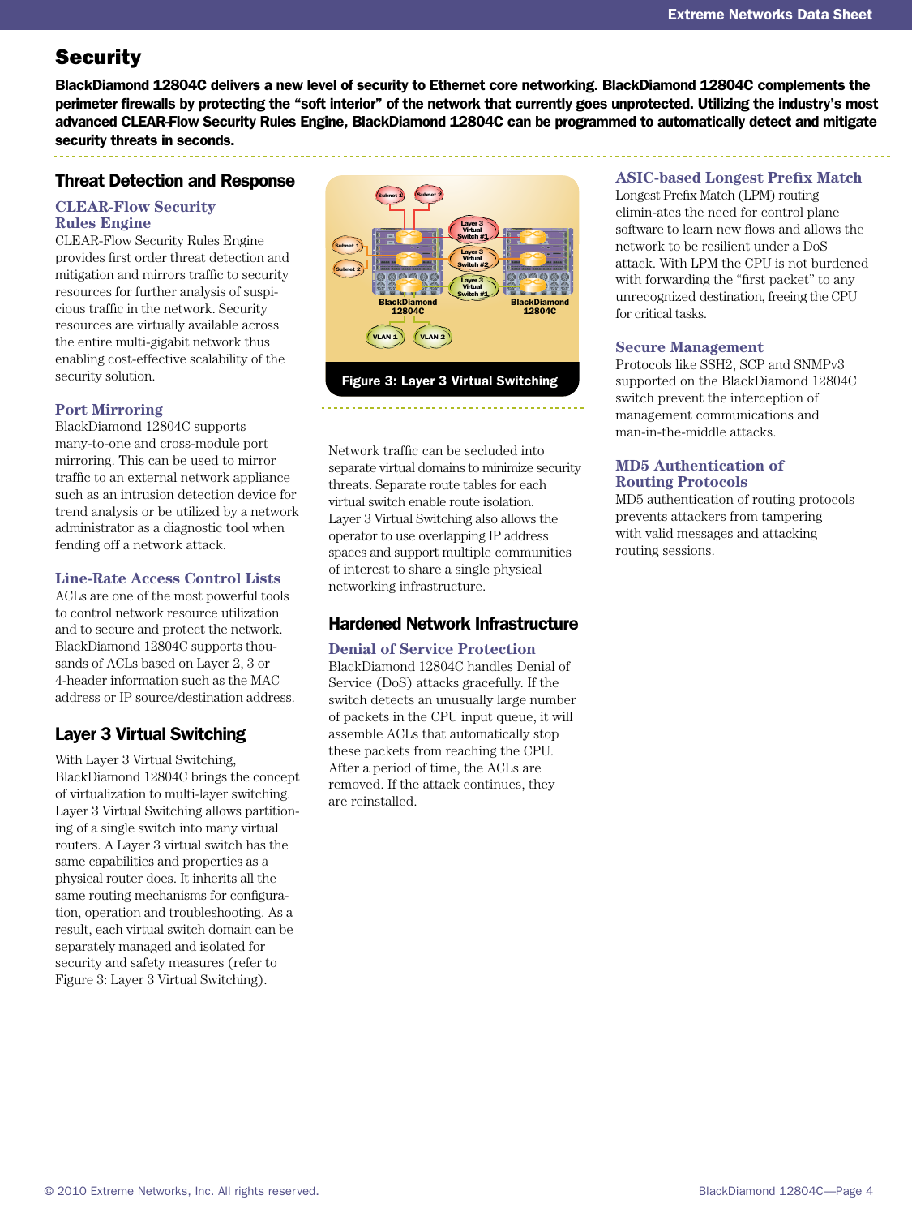# Security

**BlackDiamond 12804C delivers a new level of security to Ethernet core networking. BlackDiamond 12804C complements the perimeter firewalls by protecting the "soft interior" of the network that currently goes unprotected. Utilizing the industry's most advanced CLEAR-Flow Security Rules Engine, BlackDiamond 12804C can be programmed to automatically detect and mitigate security threats in seconds.**

## Threat Detection and Response

### CLEAR-Flow Security Rules Engine

CLEAR-Flow Security Rules Engine provides first order threat detection and mitigation and mirrors traffic to security resources for further analysis of suspicious traffic in the network. Security resources are virtually available across the entire multi-gigabit network thus enabling cost-effective scalability of the security solution.

### Port Mirroring

BlackDiamond 12804C supports many-to-one and cross-module port mirroring. This can be used to mirror traffic to an external network appliance such as an intrusion detection device for trend analysis or be utilized by a network administrator as a diagnostic tool when fending off a network attack.

### Line-Rate Access Control Lists

ACLs are one of the most powerful tools to control network resource utilization and to secure and protect the network. BlackDiamond 12804C supports thousands of ACLs based on Layer 2, 3 or 4-header information such as the MAC address or IP source/destination address.

## Layer 3 Virtual Switching

With Layer 3 Virtual Switching, BlackDiamond 12804C brings the concept of virtualization to multi-layer switching. Layer 3 Virtual Switching allows partitioning of a single switch into many virtual routers. A Layer 3 virtual switch has the same capabilities and properties as a physical router does. It inherits all the same routing mechanisms for configuration, operation and troubleshooting. As a result, each virtual switch domain can be separately managed and isolated for security and safety measures (refer to Figure 3: Layer 3 Virtual Switching).

Figure 3: Layer 3 Virtual Switching

Network traffic can be secluded into separate virtual domains to minimize security threats. Separate route tables for each virtual switch enable route isolation. Layer 3 Virtual Switching also allows the operator to use overlapping IP address spaces and support multiple communities of interest to share a single physical networking infrastructure.

## Hardened Network Infrastructure

### Denial of Service Protection

BlackDiamond 12804C handles Denial of Service (DoS) attacks gracefully. If the switch detects an unusually large number of packets in the CPU input queue, it will assemble ACLs that automatically stop these packets from reaching the CPU. After a period of time, the ACLs are removed. If the attack continues, they are reinstalled.

### ASIC-based Longest Prefix Match

Longest Prefix Match (LPM) routing elimin-ates the need for control plane software to learn new flows and allows the network to be resilient under a DoS attack. With LPM the CPU is not burdened with forwarding the "first packet" to any unrecognized destination, freeing the CPU for critical tasks.

### Secure Management

Protocols like SSH2, SCP and SNMPv3 supported on the BlackDiamond 12804C switch prevent the interception of management communications and man-in-the-middle attacks.

### MD5 Authentication of Routing Protocols

MD5 authentication of routing protocols prevents attackers from tampering with valid messages and attacking routing sessions.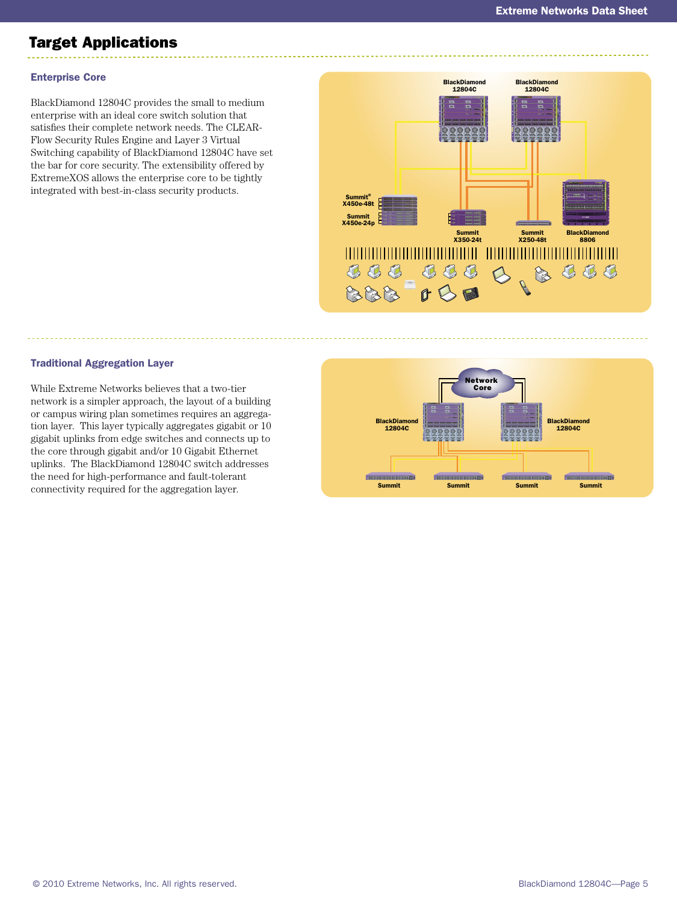## Target Applications

### Enterprise Core

BlackDiamond 12804C provides the small to medium enterprise with an ideal core switch solution that satisfies their complete network needs. The CLEAR-Flow Security Rules Engine and Layer 3 Virtual Switching capability of BlackDiamond 12804C have set the bar for core security. The extensibility offered by ExtremeXOS allows the enterprise core to be tightly integrated with best-in-class security products.

### Traditional Aggregation Layer

While Extreme Networks believes that a two-tier network is a simpler approach, the layout of a building or campus wiring plan sometimes requires an aggregation layer. This layer typically aggregates gigabit or 10 gigabit uplinks from edge switches and connects up to the core through gigabit and/or 10 Gigabit Ethernet uplinks. The BlackDiamond 12804C switch addresses the need for high-performance and fault-tolerant connectivity required for the aggregation layer.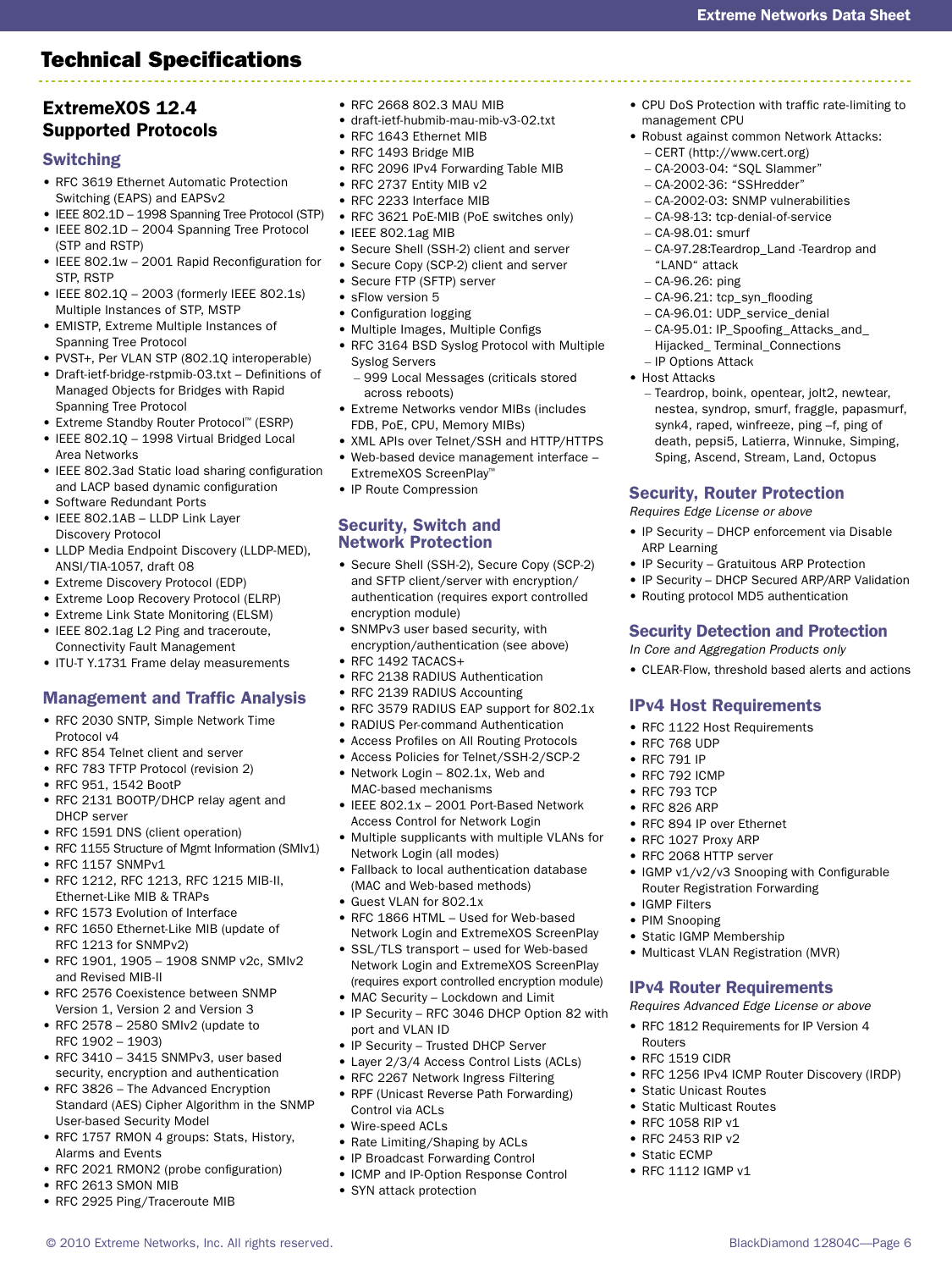# Technical Specifications

## ExtremeXOS 12.4 Supported Protocols

### Switching

- RFC 3619 Ethernet Automatic Protection Switching (EAPS) and EAPSv2
- IEEE 802.1D – 1998 Spanning Tree Protocol (STP)
- IEEE 802.1D – 2004 Spanning Tree Protocol (STP and RSTP)
- IEEE 802.1w – 2001 Rapid Reconfiguration for STP, RSTP
- IEEE 802.1Q – 2003 (formerly IEEE 802.1s) Multiple Instances of STP, MSTP
- EMISTP, Extreme Multiple Instances of Spanning Tree Protocol
- PVST+, Per VLAN STP (802.1Q interoperable)
- Draft-ietf-bridge-rstpmib-03.txt – Definitions of Managed Objects for Bridges with Rapid Spanning Tree Protocol
- Extreme Standby Router Protocol™ (ESRP)
- IEEE 802.1Q – 1998 Virtual Bridged Local Area Networks
- IEEE 802.3ad Static load sharing configuration and LACP based dynamic configuration
- Software Redundant Ports
- IEEE 802.1AB – LLDP Link Layer Discovery Protocol
- LLDP Media Endpoint Discovery (LLDP-MED), ANSI/TIA-1057, draft 08
- Extreme Discovery Protocol (EDP)
- Extreme Loop Recovery Protocol (ELRP)
- Extreme Link State Monitoring (ELSM)
- IEEE 802.1ag L2 Ping and traceroute, Connectivity Fault Management
- ITU-T Y.1731 Frame delay measurements

### Management and Traffic Analysis

- RFC 2030 SNTP, Simple Network Time Protocol v4
- RFC 854 Telnet client and server
- RFC 783 TFTP Protocol (revision 2)
- RFC 951, 1542 BootP
- RFC 2131 BOOTP/DHCP relay agent and DHCP server
- RFC 1591 DNS (client operation)
- RFC 1155 Structure of Mgmt Information (SMIv1)
- RFC 1157 SNMPv1
- RFC 1212, RFC 1213, RFC 1215 MIB-II, Ethernet-Like MIB & TRAPs
- RFC 1573 Evolution of Interface
- RFC 1650 Ethernet-Like MIB (update of RFC 1213 for SNMPv2)
- RFC 1901, 1905 – 1908 SNMP v2c, SMIv2 and Revised MIB-II
- RFC 2576 Coexistence between SNMP Version 1, Version 2 and Version 3
- RFC 2578 – 2580 SMIv2 (update to RFC 1902 – 1903)
- RFC 3410 – 3415 SNMPv3, user based security, encryption and authentication
- RFC 3826 – The Advanced Encryption Standard (AES) Cipher Algorithm in the SNMP User-based Security Model
- RFC 1757 RMON 4 groups: Stats, History, Alarms and Events
- RFC 2021 RMON2 (probe configuration)
- RFC 2613 SMON MIB
- RFC 2925 Ping/Traceroute MIB
- RFC 2668 802.3 MAU MIB
- draft-ietf-hubmib-mau-mib-v3-02.txt
- RFC 1643 Ethernet MIB
- RFC 1493 Bridge MIB
- RFC 2096 IPv4 Forwarding Table MIB
- RFC 2737 Entity MIB v2
- RFC 2233 Interface MIB
- RFC 3621 PoE-MIB (PoE switches only)
- IEEE 802.1ag MIB
- Secure Shell (SSH-2) client and server
- Secure Copy (SCP-2) client and server
- Secure FTP (SFTP) server
- sFlow version 5
- Configuration logging
- Multiple Images, Multiple Configs
- RFC 3164 BSD Syslog Protocol with Multiple Syslog Servers
  - 999 Local Messages (criticals stored across reboots)
- Extreme Networks vendor MIBs (includes FDB, PoE, CPU, Memory MIBs)
- XML APIs over Telnet/SSH and HTTP/HTTPS
- Web-based device management interface – ExtremeXOS ScreenPlay™
- IP Route Compression

### Security, Switch and Network Protection

- Secure Shell (SSH-2), Secure Copy (SCP-2) and SFTP client/server with encryption/authentication (requires export controlled encryption module)
- SNMPv3 user based security, with encryption/authentication (see above)
- RFC 1492 TACACS+
- RFC 2138 RADIUS Authentication
- RFC 2139 RADIUS Accounting
- RFC 3579 RADIUS EAP support for 802.1x
- RADIUS Per-command Authentication
- Access Profiles on All Routing Protocols
- Access Policies for Telnet/SSH-2/SCP-2
- Network Login – 802.1x, Web and MAC-based mechanisms
- IEEE 802.1x – 2001 Port-Based Network Access Control for Network Login
- Multiple supplicants with multiple VLANs for Network Login (all modes)
- Fallback to local authentication database (MAC and Web-based methods)
- Guest VLAN for 802.1x
- RFC 1866 HTML – Used for Web-based Network Login and ExtremeXOS ScreenPlay
- SSL/TLS transport – used for Web-based Network Login and ExtremeXOS ScreenPlay (requires export controlled encryption module)
- MAC Security – Lockdown and Limit
- IP Security – RFC 3046 DHCP Option 82 with port and VLAN ID
- IP Security – Trusted DHCP Server
- Layer 2/3/4 Access Control Lists (ACLs)
- RFC 2267 Network Ingress Filtering
- RPF (Unicast Reverse Path Forwarding) Control via ACLs
- Wire-speed ACLs
- Rate Limiting/Shaping by ACLs
- IP Broadcast Forwarding Control
- ICMP and IP-Option Response Control
- SYN attack protection
- CPU DoS Protection with traffic rate-limiting to management CPU
- Robust against common Network Attacks:
  - CERT (http://www.cert.org)
  - CA-2003-04: "SQL Slammer"
  - CA-2002-36: "SSHredder"
  - CA-2002-03: SNMP vulnerabilities
  - CA-98-13: tcp-denial-of-service
  - CA-98.01: smurf
  - CA-97.28:Teardrop_Land -Teardrop and "LAND" attack
  - CA-96.26: ping
  - CA-96.21: tcp_syn_flooding
  - CA-96.01: UDP_service_denial
  - CA-95.01: IP_Spoofing_Attacks_and_Hijacked_ Terminal_Connections
  - IP Options Attack
- Host Attacks
  - Teardrop, boink, opentear, jolt2, newtear, nestea, syndrop, smurf, fraggle, papasmurf, synk4, raped, winfreeze, ping –f, ping of death, pepsi5, Latierra, Winnuke, Simping, Sping, Ascend, Stream, Land, Octopus

### Security, Router Protection

*Requires Edge License or above*

- IP Security – DHCP enforcement via Disable ARP Learning
- IP Security – Gratuitous ARP Protection
- IP Security – DHCP Secured ARP/ARP Validation
- Routing protocol MD5 authentication

### Security Detection and Protection

*In Core and Aggregation Products only*

- CLEAR-Flow, threshold based alerts and actions

### IPv4 Host Requirements

- RFC 1122 Host Requirements
- RFC 768 UDP
- RFC 791 IP
- RFC 792 ICMP
- RFC 793 TCP
- RFC 826 ARP
- RFC 894 IP over Ethernet
- RFC 1027 Proxy ARP
- RFC 2068 HTTP server
- IGMP v1/v2/v3 Snooping with Configurable Router Registration Forwarding
- IGMP Filters
- PIM Snooping
- Static IGMP Membership
- Multicast VLAN Registration (MVR)

### IPv4 Router Requirements

*Requires Advanced Edge License or above*

- RFC 1812 Requirements for IP Version 4 Routers
- RFC 1519 CIDR
- RFC 1256 IPv4 ICMP Router Discovery (IRDP)
- Static Unicast Routes
- Static Multicast Routes
- RFC 1058 RIP v1
- RFC 2453 RIP v2
- Static ECMP
- RFC 1112 IGMP v1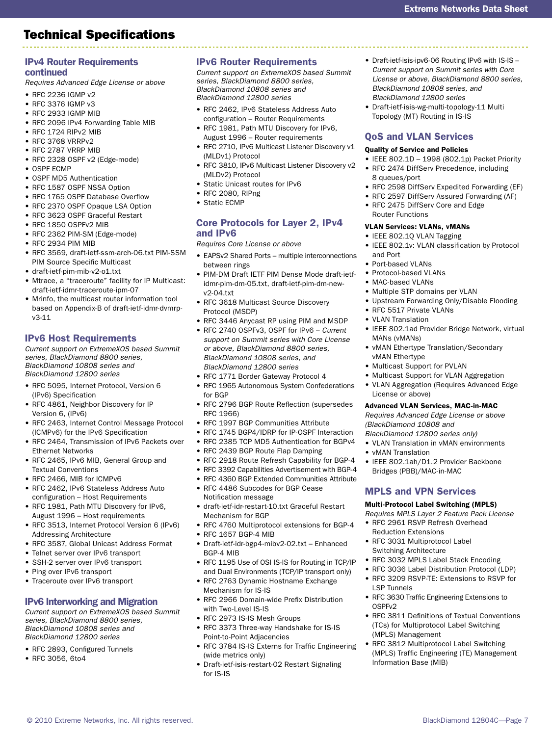## Technical Specifications

### IPv4 Router Requirements continued

*Requires Advanced Edge License or above*

- RFC 2236 IGMP v2
- RFC 3376 IGMP v3
- RFC 2933 IGMP MIB
- RFC 2096 IPv4 Forwarding Table MIB
- RFC 1724 RIPv2 MIB
- RFC 3768 VRRPv2
- RFC 2787 VRRP MIB
- RFC 2328 OSPF v2 (Edge-mode)
- OSPF ECMP
- OSPF MD5 Authentication
- RFC 1587 OSPF NSSA Option
- RFC 1765 OSPF Database Overflow
- RFC 2370 OSPF Opaque LSA Option
- RFC 3623 OSPF Graceful Restart
- RFC 1850 OSPFv2 MIB
- RFC 2362 PIM-SM (Edge-mode)
- RFC 2934 PIM MIB
- RFC 3569, draft-ietf-ssm-arch-06.txt PIM-SSM PIM Source Specific Multicast
- draft-ietf-pim-mib-v2-01.txt
- Mtrace, a "traceroute" facility for IP Multicast: draft-ietf-idmr-traceroute-ipm-07
- Mrinfo, the multicast router information tool based on Appendix-B of draft-ietf-idmr-dvmrp-v3-11

### IPv6 Host Requirements

*Current support on ExtremeXOS based Summit series, BlackDiamond 8800 series, BlackDiamond 10808 series and BlackDiamond 12800 series*

- RFC 5095, Internet Protocol, Version 6 (IPv6) Specification
- RFC 4861, Neighbor Discovery for IP Version 6, (IPv6)
- RFC 2463, Internet Control Message Protocol (ICMPv6) for the IPv6 Specification
- RFC 2464, Transmission of IPv6 Packets over Ethernet Networks
- RFC 2465, IPv6 MIB, General Group and Textual Conventions
- RFC 2466, MIB for ICMPv6
- RFC 2462, IPv6 Stateless Address Auto configuration – Host Requirements
- RFC 1981, Path MTU Discovery for IPv6, August 1996 – Host requirements
- RFC 3513, Internet Protocol Version 6 (IPv6) Addressing Architecture
- RFC 3587, Global Unicast Address Format
- Telnet server over IPv6 transport
- SSH-2 server over IPv6 transport
- Ping over IPv6 transport
- Traceroute over IPv6 transport

### IPv6 Interworking and Migration

*Current support on ExtremeXOS based Summit series, BlackDiamond 8800 series, BlackDiamond 10808 series and BlackDiamond 12800 series*

- RFC 2893, Configured Tunnels
- RFC 3056, 6to4

### IPv6 Router Requirements

*Current support on ExtremeXOS based Summit series, BlackDiamond 8800 series, BlackDiamond 10808 series and BlackDiamond 12800 series*

- RFC 2462, IPv6 Stateless Address Auto configuration – Router Requirements
- RFC 1981, Path MTU Discovery for IPv6, August 1996 – Router requirements
- RFC 2710, IPv6 Multicast Listener Discovery v1 (MLDv1) Protocol
- RFC 3810, IPv6 Multicast Listener Discovery v2 (MLDv2) Protocol
- Static Unicast routes for IPv6
- RFC 2080, RIPng
- Static ECMP

### Core Protocols for Layer 2, IPv4 and IPv6

*Requires Core License or above*

- EAPSv2 Shared Ports – multiple interconnections between rings
- PIM-DM Draft IETF PIM Dense Mode draft-ietf-idmr-pim-dm-05.txt, draft-ietf-pim-dm-new-v2-04.txt
- RFC 3618 Multicast Source Discovery Protocol (MSDP)
- RFC 3446 Anycast RP using PIM and MSDP
- RFC 2740 OSPFv3, OSPF for IPv6 – *Current support on Summit series with Core License or above, BlackDiamond 8800 series, BlackDiamond 10808 series, and BlackDiamond 12800 series*
- RFC 1771 Border Gateway Protocol 4
- RFC 1965 Autonomous System Confederations for BGP
- RFC 2796 BGP Route Reflection (supersedes RFC 1966)
- RFC 1997 BGP Communities Attribute
- RFC 1745 BGP4/IDRP for IP-OSPF Interaction
- RFC 2385 TCP MD5 Authentication for BGPv4
- RFC 2439 BGP Route Flap Damping
- RFC 2918 Route Refresh Capability for BGP-4
- RFC 3392 Capabilities Advertisement with BGP-4
- RFC 4360 BGP Extended Communities Attribute
- RFC 4486 Subcodes for BGP Cease Notification message
- draft-ietf-idr-restart-10.txt Graceful Restart Mechanism for BGP
- RFC 4760 Multiprotocol extensions for BGP-4
- RFC 1657 BGP-4 MIB
- Draft-ietf-idr-bgp4-mibv2-02.txt – Enhanced BGP-4 MIB
- RFC 1195 Use of OSI IS-IS for Routing in TCP/IP and Dual Environments (TCP/IP transport only)
- RFC 2763 Dynamic Hostname Exchange Mechanism for IS-IS
- RFC 2966 Domain-wide Prefix Distribution with Two-Level IS-IS
- RFC 2973 IS-IS Mesh Groups
- RFC 3373 Three-way Handshake for IS-IS Point-to-Point Adjacencies
- RFC 3784 IS-IS Externs for Traffic Engineering (wide metrics only)
- Draft-ietf-isis-restart-02 Restart Signaling for IS-IS
- Draft-ietf-isis-ipv6-06 Routing IPv6 with IS-IS – *Current support on Summit series with Core License or above, BlackDiamond 8800 series, BlackDiamond 10808 series, and BlackDiamond 12800 series*
- Draft-ietf-isis-wg-multi-topology-11 Multi Topology (MT) Routing in IS-IS

### QoS and VLAN Services

**Quality of Service and Policies**

- IEEE 802.1D – 1998 (802.1p) Packet Priority
- RFC 2474 DiffServ Precedence, including 8 queues/port
- RFC 2598 DiffServ Expedited Forwarding (EF)
- RFC 2597 DiffServ Assured Forwarding (AF)
- RFC 2475 DiffServ Core and Edge Router Functions

**VLAN Services: VLANs, vMANs**

- IEEE 802.1Q VLAN Tagging
- IEEE 802.1v: VLAN classification by Protocol and Port
- Port-based VLANs
- Protocol-based VLANs
- MAC-based VLANs
- Multiple STP domains per VLAN
- Upstream Forwarding Only/Disable Flooding
- RFC 5517 Private VLANs
- VLAN Translation
- IEEE 802.1ad Provider Bridge Network, virtual MANs (vMANs)
- vMAN Ethertype Translation/Secondary vMAN Ethertype
- Multicast Support for PVLAN
- Multicast Support for VLAN Aggregation
- VLAN Aggregation (Requires Advanced Edge License or above)

**Advanced VLAN Services, MAC-in-MAC**

*Requires Advanced Edge License or above (BlackDiamond 10808 and BlackDiamond 12800 series only)*

- VLAN Translation in vMAN environments
- vMAN Translation
- IEEE 802.1ah/D1.2 Provider Backbone Bridges (PBB)/MAC-in-MAC

### MPLS and VPN Services

**Multi-Protocol Label Switching (MPLS)**

*Requires MPLS Layer 2 Feature Pack License*

- RFC 2961 RSVP Refresh Overhead Reduction Extensions
- RFC 3031 Multiprotocol Label Switching Architecture
- RFC 3032 MPLS Label Stack Encoding
- RFC 3036 Label Distribution Protocol (LDP)
- RFC 3209 RSVP-TE: Extensions to RSVP for LSP Tunnels
- RFC 3630 Traffic Engineering Extensions to OSPFv2
- RFC 3811 Definitions of Textual Conventions (TCs) for Multiprotocol Label Switching (MPLS) Management
- RFC 3812 Multiprotocol Label Switching (MPLS) Traffic Engineering (TE) Management Information Base (MIB)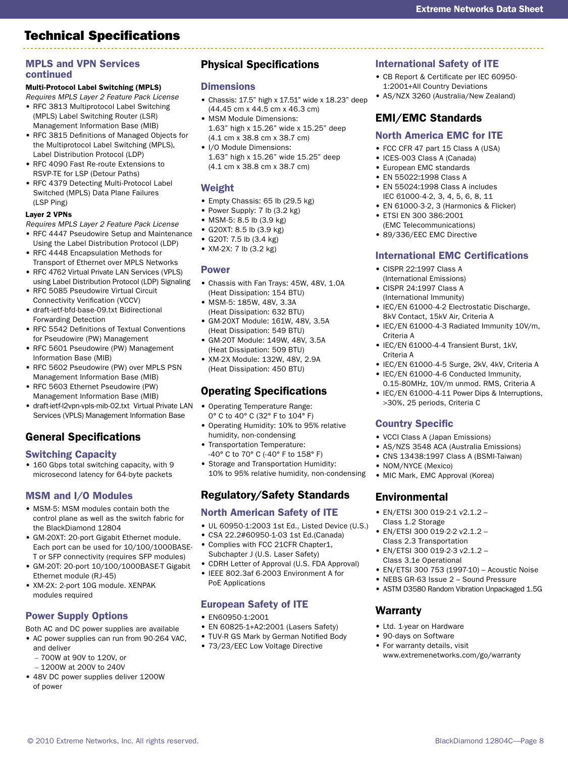# Technical Specifications

## MPLS and VPN Services continued

**Multi-Protocol Label Switching (MPLS)**

*Requires MPLS Layer 2 Feature Pack License*

- RFC 3813 Multiprotocol Label Switching (MPLS) Label Switching Router (LSR) Management Information Base (MIB)
- RFC 3815 Definitions of Managed Objects for the Multiprotocol Label Switching (MPLS), Label Distribution Protocol (LDP)
- RFC 4090 Fast Re-route Extensions to RSVP-TE for LSP (Detour Paths)
- RFC 4379 Detecting Multi-Protocol Label Switched (MPLS) Data Plane Failures (LSP Ping)

**Layer 2 VPNs**

*Requires MPLS Layer 2 Feature Pack License*

- RFC 4447 Pseudowire Setup and Maintenance Using the Label Distribution Protocol (LDP)
- RFC 4448 Encapsulation Methods for Transport of Ethernet over MPLS Networks
- RFC 4762 Virtual Private LAN Services (VPLS) using Label Distribution Protocol (LDP) Signaling
- RFC 5085 Pseudowire Virtual Circuit Connectivity Verification (VCCV)
- draft-ietf-bfd-base-09.txt Bidirectional Forwarding Detection
- RFC 5542 Definitions of Textual Conventions for Pseudowire (PW) Management
- RFC 5601 Pseudowire (PW) Management Information Base (MIB)
- RFC 5602 Pseudowire (PW) over MPLS PSN Management Information Base (MIB)
- RFC 5603 Ethernet Pseudowire (PW) Management Information Base (MIB)
- draft-ietf-l2vpn-vpls-mib-02.txt Virtual Private LAN Services (VPLS) Management Information Base

## General Specifications

### Switching Capacity

- 160 Gbps total switching capacity, with 9 microsecond latency for 64-byte packets

### MSM and I/O Modules

- MSM-5: MSM modules contain both the control plane as well as the switch fabric for the BlackDiamond 12804
- GM-20XT: 20-port Gigabit Ethernet module. Each port can be used for 10/100/1000BASE-T or SFP connectivity (requires SFP modules)
- GM-20T: 20-port 10/100/1000BASE-T Gigabit Ethernet module (RJ-45)
- XM-2X: 2-port 10G module. XENPAK modules required

### Power Supply Options

Both AC and DC power supplies are available

- AC power supplies can run from 90-264 VAC, and deliver
  - 700W at 90V to 120V, or
  - 1200W at 200V to 240V
- 48V DC power supplies deliver 1200W of power

## Physical Specifications

### Dimensions

- Chassis: 17.5" high x 17.51" wide x 18.23" deep (44.45 cm x 44.5 cm x 46.3 cm)
- MSM Module Dimensions: 1.63" high x 15.26" wide x 15.25" deep (4.1 cm x 38.8 cm x 38.7 cm)
- I/O Module Dimensions: 1.63" high x 15.26" wide 15.25" deep (4.1 cm x 38.8 cm x 38.7 cm)

### Weight

- Empty Chassis: 65 lb (29.5 kg)
- Power Supply: 7 lb (3.2 kg)
- MSM-5: 8.5 lb (3.9 kg)
- G20XT: 8.5 lb (3.9 kg)
- G20T: 7.5 lb (3.4 kg)
- XM-2X: 7 lb (3.2 kg)

### Power

- Chassis with Fan Trays: 45W, 48V, 1.0A (Heat Dissipation: 154 BTU)
- MSM-5: 185W, 48V, 3.3A (Heat Dissipation: 632 BTU)
- GM-20XT Module: 161W, 48V, 3.5A (Heat Dissipation: 549 BTU)
- GM-20T Module: 149W, 48V, 3.5A (Heat Dissipation: 509 BTU)
- XM-2X Module: 132W, 48V, 2.9A (Heat Dissipation: 450 BTU)

## Operating Specifications

- Operating Temperature Range: 0° C to 40° C (32° F to 104° F)
- Operating Humidity: 10% to 95% relative humidity, non-condensing
- Transportation Temperature: -40° C to 70° C (-40° F to 158° F)
- Storage and Transportation Humidity: 10% to 95% relative humidity, non-condensing

## Regulatory/Safety Standards

### North American Safety of ITE

- UL 60950-1:2003 1st Ed., Listed Device (U.S.)
- CSA 22.2#60950-1-03 1st Ed.(Canada)
- Complies with FCC 21CFR Chapter1, Subchapter J (U.S. Laser Safety)
- CDRH Letter of Approval (U.S. FDA Approval)
- IEEE 802.3af 6-2003 Environment A for PoE Applications

### European Safety of ITE

- EN60950-1:2001
- EN 60825-1+A2:2001 (Lasers Safety)
- TUV-R GS Mark by German Notified Body
- 73/23/EEC Low Voltage Directive

### International Safety of ITE

- CB Report & Certificate per IEC 60950-1:2001+All Country Deviations
- AS/NZX 3260 (Australia/New Zealand)

## EMI/EMC Standards

### North America EMC for ITE

- FCC CFR 47 part 15 Class A (USA)
- ICES-003 Class A (Canada)
- European EMC standards
- EN 55022:1998 Class A
- EN 55024:1998 Class A includes IEC 61000-4-2, 3, 4, 5, 6, 8, 11
- EN 61000-3-2, 3 (Harmonics & Flicker)
- ETSI EN 300 386:2001 (EMC Telecommunications)
- 89/336/EEC EMC Directive

### International EMC Certifications

- CISPR 22:1997 Class A (International Emissions)
- CISPR 24:1997 Class A (International Immunity)
- IEC/EN 61000-4-2 Electrostatic Discharge, 8kV Contact, 15kV Air, Criteria A
- IEC/EN 61000-4-3 Radiated Immunity 10V/m, Criteria A
- IEC/EN 61000-4-4 Transient Burst, 1kV, Criteria A
- IEC/EN 61000-4-5 Surge, 2kV, 4kV, Criteria A
- IEC/EN 61000-4-6 Conducted Immunity, 0.15-80MHz, 10V/m unmod. RMS, Criteria A
- IEC/EN 61000-4-11 Power Dips & Interruptions, >30%, 25 periods, Criteria C

### Country Specific

- VCCI Class A (Japan Emissions)
- AS/NZS 3548 ACA (Australia Emissions)
- CNS 13438:1997 Class A (BSMI-Taiwan)
- NOM/NYCE (Mexico)
- MIC Mark, EMC Approval (Korea)

## Environmental

- EN/ETSI 300 019-2-1 v2.1.2 – Class 1.2 Storage
- EN/ETSI 300 019-2-2 v2.1.2 – Class 2.3 Transportation
- EN/ETSI 300 019-2-3 v2.1.2 – Class 3.1e Operational
- EN/ETSI 300 753 (1997-10) – Acoustic Noise
- NEBS GR-63 Issue 2 – Sound Pressure
- ASTM D3580 Random Vibration Unpackaged 1.5G

## Warranty

- Ltd. 1-year on Hardware
- 90-days on Software
- For warranty details, visit www.extremenetworks.com/go/warranty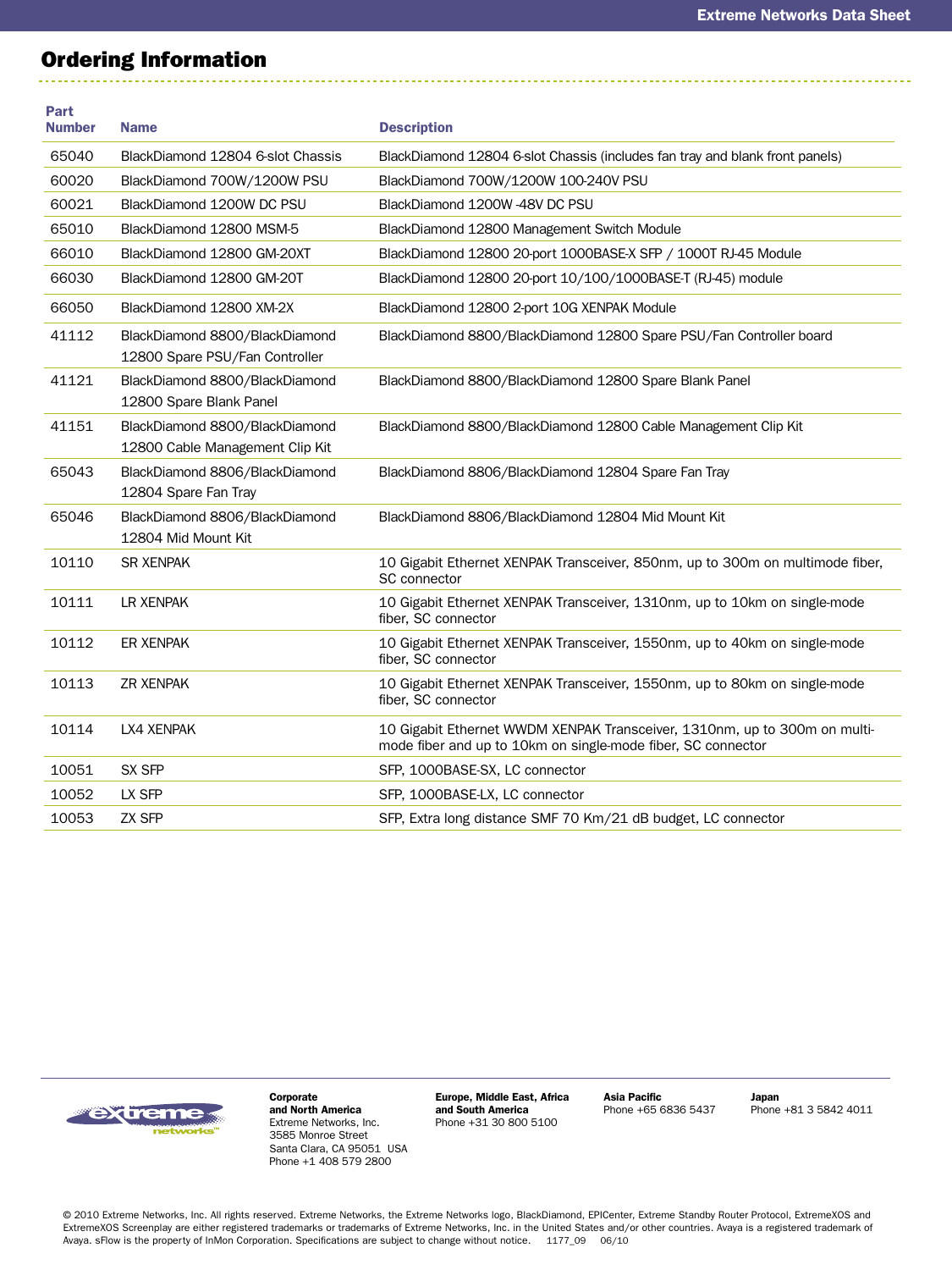## Ordering Information

| Part Number | Name | Description |
|---|---|---|
| 65040 | BlackDiamond 12804 6-slot Chassis | BlackDiamond 12804 6-slot Chassis (includes fan tray and blank front panels) |
| 60020 | BlackDiamond 700W/1200W PSU | BlackDiamond 700W/1200W 100-240V PSU |
| 60021 | BlackDiamond 1200W DC PSU | BlackDiamond 1200W -48V DC PSU |
| 65010 | BlackDiamond 12800 MSM-5 | BlackDiamond 12800 Management Switch Module |
| 66010 | BlackDiamond 12800 GM-20XT | BlackDiamond 12800 20-port 1000BASE-X SFP / 1000T RJ-45 Module |
| 66030 | BlackDiamond 12800 GM-20T | BlackDiamond 12800 20-port 10/100/1000BASE-T (RJ-45) module |
| 66050 | BlackDiamond 12800 XM-2X | BlackDiamond 12800 2-port 10G XENPAK Module |
| 41112 | BlackDiamond 8800/BlackDiamond 12800 Spare PSU/Fan Controller | BlackDiamond 8800/BlackDiamond 12800 Spare PSU/Fan Controller board |
| 41121 | BlackDiamond 8800/BlackDiamond 12800 Spare Blank Panel | BlackDiamond 8800/BlackDiamond 12800 Spare Blank Panel |
| 41151 | BlackDiamond 8800/BlackDiamond 12800 Cable Management Clip Kit | BlackDiamond 8800/BlackDiamond 12800 Cable Management Clip Kit |
| 65043 | BlackDiamond 8806/BlackDiamond 12804 Spare Fan Tray | BlackDiamond 8806/BlackDiamond 12804 Spare Fan Tray |
| 65046 | BlackDiamond 8806/BlackDiamond 12804 Mid Mount Kit | BlackDiamond 8806/BlackDiamond 12804 Mid Mount Kit |
| 10110 | SR XENPAK | 10 Gigabit Ethernet XENPAK Transceiver, 850nm, up to 300m on multimode fiber, SC connector |
| 10111 | LR XENPAK | 10 Gigabit Ethernet XENPAK Transceiver, 1310nm, up to 10km on single-mode fiber, SC connector |
| 10112 | ER XENPAK | 10 Gigabit Ethernet XENPAK Transceiver, 1550nm, up to 40km on single-mode fiber, SC connector |
| 10113 | ZR XENPAK | 10 Gigabit Ethernet XENPAK Transceiver, 1550nm, up to 80km on single-mode fiber, SC connector |
| 10114 | LX4 XENPAK | 10 Gigabit Ethernet WWDM XENPAK Transceiver, 1310nm, up to 300m on multi-mode fiber and up to 10km on single-mode fiber, SC connector |
| 10051 | SX SFP | SFP, 1000BASE-SX, LC connector |
| 10052 | LX SFP | SFP, 1000BASE-LX, LC connector |
| 10053 | ZX SFP | SFP, Extra long distance SMF 70 Km/21 dB budget, LC connector |

**Corporate and North America**
Extreme Networks, Inc.
3585 Monroe Street
Santa Clara, CA 95051 USA
Phone +1 408 579 2800

**Europe, Middle East, Africa and South America**
Phone +31 30 800 5100

**Asia Pacific**
Phone +65 6836 5437

**Japan**
Phone +81 3 5842 4011

© 2010 Extreme Networks, Inc. All rights reserved. Extreme Networks, the Extreme Networks logo, BlackDiamond, EPICenter, Extreme Standby Router Protocol, ExtremeXOS and ExtremeXOS Screenplay are either registered trademarks or trademarks of Extreme Networks, Inc. in the United States and/or other countries. Avaya is a registered trademark of Avaya. sFlow is the property of InMon Corporation. Specifications are subject to change without notice. 1177_09 06/10